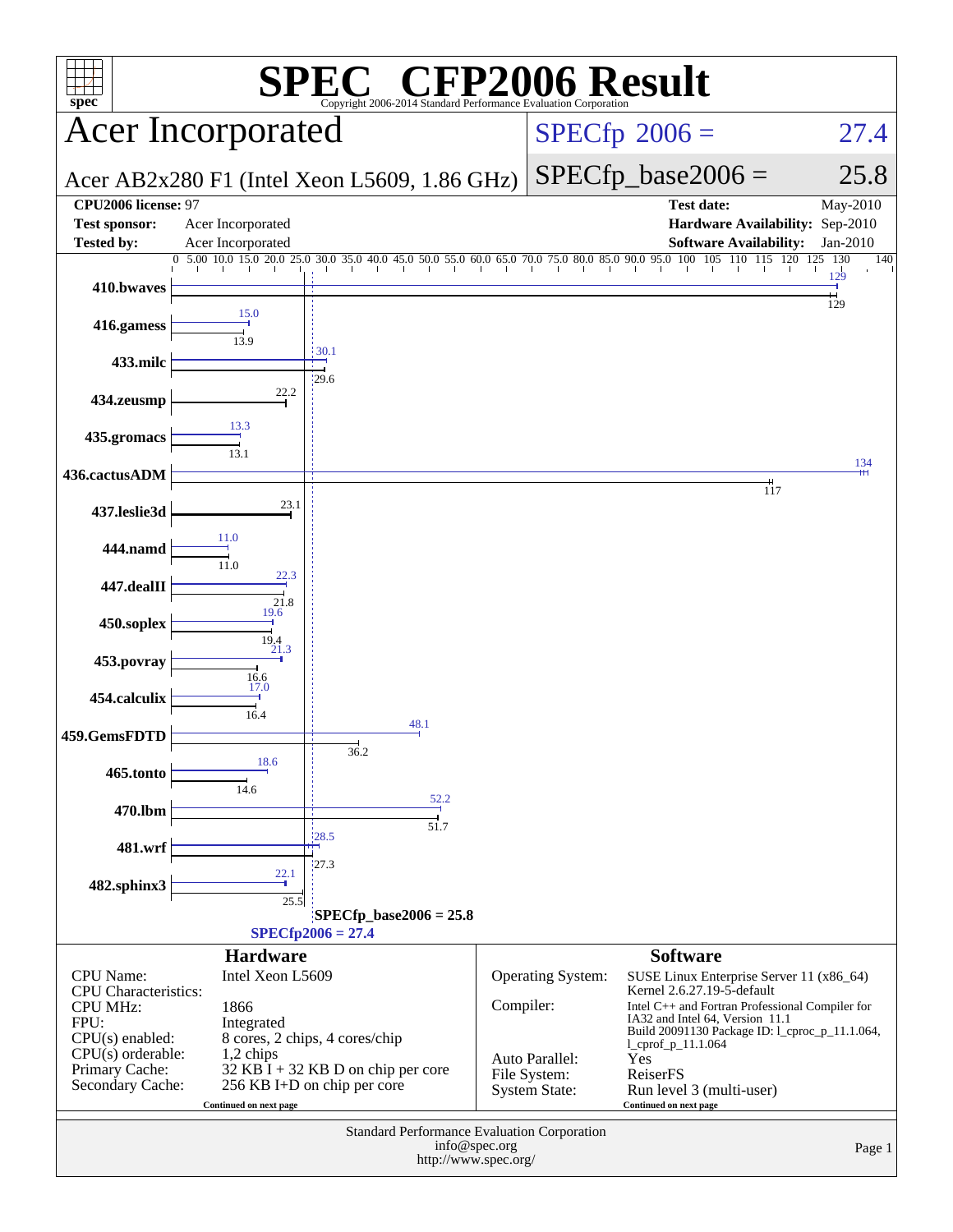# SPEC CFP2006 Result

Copyright 2006-2014 Standard Performance Evaluation Corporation

## Acer Incorporated

**SPECfp 2006 = 27.4**

Acer AB2x280 F1 (Intel Xeon L5609, 1.86 GHz)

**SPECfp_base2006 = 25.8**

| | | | |
|---|---|---|---|
| **CPU2006 license:** 97 | | **Test date:** | May-2010 |
| **Test sponsor:** | Acer Incorporated | **Hardware Availability:** | Sep-2010 |
| **Tested by:** | Acer Incorporated | **Software Availability:** | Jan-2010 |

| Benchmark | Peak | Base |
|---|---|---|
| 410.bwaves | 129 | 129 |
| 416.gamess | 15.0 | 13.9 |
| 433.milc | 30.1 | 29.6 |
| 434.zeusmp | 22.2 | 22.2 |
| 435.gromacs | 13.3 | 13.1 |
| 436.cactusADM | 134 | 117 |
| 437.leslie3d | 23.1 | 23.1 |
| 444.namd | 11.0 | 11.0 |
| 447.dealII | 22.3 | 21.8 |
| 450.soplex | 19.6 | 19.4 |
| 453.povray | 21.3 | 16.6 |
| 454.calculix | 17.0 | 16.4 |
| 459.GemsFDTD | 48.1 | 36.2 |
| 465.tonto | 18.6 | 14.6 |
| 470.lbm | 52.2 | 51.7 |
| 481.wrf | 28.5 | 27.3 |
| 482.sphinx3 | 22.1 | 25.5 |

SPECfp_base2006 = 25.8

SPECfp2006 = 27.4

### Hardware

| | |
|---|---|
| CPU Name: | Intel Xeon L5609 |
| CPU Characteristics: | |
| CPU MHz: | 1866 |
| FPU: | Integrated |
| CPU(s) enabled: | 8 cores, 2 chips, 4 cores/chip |
| CPU(s) orderable: | 1,2 chips |
| Primary Cache: | 32 KB I + 32 KB D on chip per core |
| Secondary Cache: | 256 KB I+D on chip per core |

Continued on next page

### Software

| | |
|---|---|
| Operating System: | SUSE Linux Enterprise Server 11 (x86_64) Kernel 2.6.27.19-5-default |
| Compiler: | Intel C++ and Fortran Professional Compiler for IA32 and Intel 64, Version 11.1 Build 20091130 Package ID: l_cproc_p_11.1.064, l_cprof_p_11.1.064 |
| Auto Parallel: | Yes |
| File System: | ReiserFS |
| System State: | Run level 3 (multi-user) |

Continued on next page

Standard Performance Evaluation Corporation
info@spec.org
http://www.spec.org/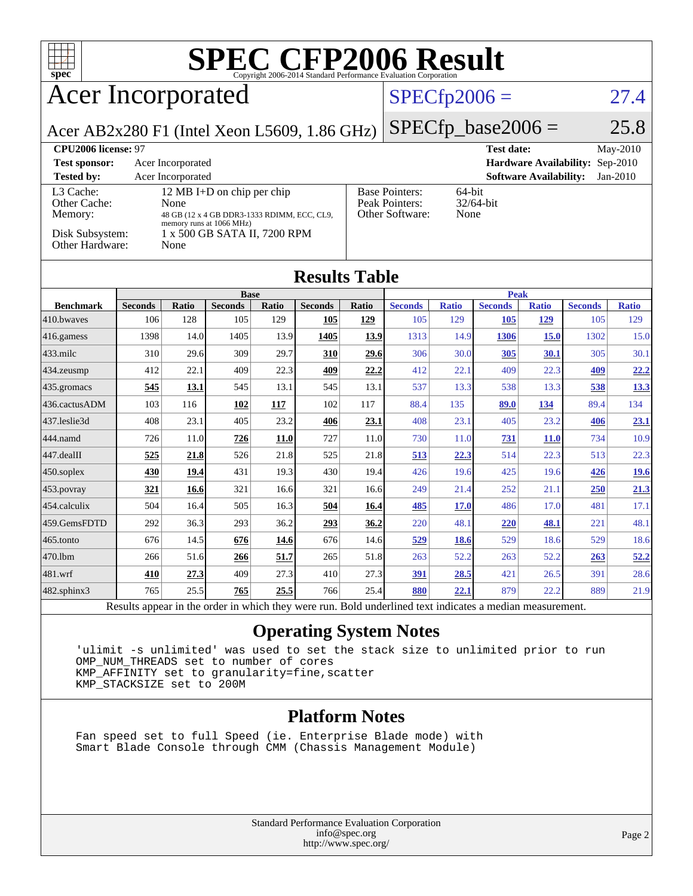# SPEC CFP2006 Result

Copyright 2006-2014 Standard Performance Evaluation Corporation

## Acer Incorporated

Acer AB2x280 F1 (Intel Xeon L5609, 1.86 GHz)

SPECfp2006 = 27.4

SPECfp_base2006 = 25.8

| | | | |
|---|---|---|---|
| **CPU2006 license:** 97 | | **Test date:** | May-2010 |
| **Test sponsor:** | Acer Incorporated | **Hardware Availability:** | Sep-2010 |
| **Tested by:** | Acer Incorporated | **Software Availability:** | Jan-2010 |

| | |
|---|---|
| L3 Cache: | 12 MB I+D on chip per chip |
| Other Cache: | None |
| Memory: | 48 GB (12 x 4 GB DDR3-1333 RDIMM, ECC, CL9, memory runs at 1066 MHz) |
| Disk Subsystem: | 1 x 500 GB SATA II, 7200 RPM |
| Other Hardware: | None |

| | |
|---|---|
| Base Pointers: | 64-bit |
| Peak Pointers: | 32/64-bit |
| Other Software: | None |

## Results Table

| | Base | | | | | | Peak | | | | | |
|---|---|---|---|---|---|---|---|---|---|---|---|---|
| **Benchmark** | **Seconds** | **Ratio** | **Seconds** | **Ratio** | **Seconds** | **Ratio** | **Seconds** | **Ratio** | **Seconds** | **Ratio** | **Seconds** | **Ratio** |
| 410.bwaves | 106 | 128 | 105 | 129 | **105** | **129** | 105 | 129 | **105** | **129** | 105 | 129 |
| 416.gamess | 1398 | 14.0 | 1405 | 13.9 | **1405** | **13.9** | 1313 | 14.9 | **1306** | **15.0** | 1302 | 15.0 |
| 433.milc | 310 | 29.6 | 309 | 29.7 | **310** | **29.6** | 306 | 30.0 | **305** | **30.1** | 305 | 30.1 |
| 434.zeusmp | 412 | 22.1 | 409 | 22.3 | **409** | **22.2** | 412 | 22.1 | 409 | 22.3 | **409** | **22.2** |
| 435.gromacs | **545** | **13.1** | 545 | 13.1 | 545 | 13.1 | 537 | 13.3 | 538 | 13.3 | **538** | **13.3** |
| 436.cactusADM | 103 | 116 | **102** | **117** | 102 | 117 | 88.4 | 135 | **89.0** | **134** | 89.4 | 134 |
| 437.leslie3d | 408 | 23.1 | 405 | 23.2 | **406** | **23.1** | 408 | 23.1 | 405 | 23.2 | **406** | **23.1** |
| 444.namd | 726 | 11.0 | **726** | **11.0** | 727 | 11.0 | 730 | 11.0 | **731** | **11.0** | 734 | 10.9 |
| 447.dealII | **525** | **21.8** | 526 | 21.8 | 525 | 21.8 | **513** | **22.3** | 514 | 22.3 | 513 | 22.3 |
| 450.soplex | **430** | **19.4** | 431 | 19.3 | 430 | 19.4 | 426 | 19.6 | 425 | 19.6 | **426** | **19.6** |
| 453.povray | **321** | **16.6** | 321 | 16.6 | 321 | 16.6 | 249 | 21.4 | 252 | 21.1 | **250** | **21.3** |
| 454.calculix | 504 | 16.4 | 505 | 16.3 | **504** | **16.4** | **485** | **17.0** | 486 | 17.0 | 481 | 17.1 |
| 459.GemsFDTD | 292 | 36.3 | 293 | 36.2 | **293** | **36.2** | 220 | 48.1 | **220** | **48.1** | 221 | 48.1 |
| 465.tonto | 676 | 14.5 | **676** | **14.6** | 676 | 14.6 | **529** | **18.6** | 529 | 18.6 | 529 | 18.6 |
| 470.lbm | 266 | 51.6 | **266** | **51.7** | 265 | 51.8 | 263 | 52.2 | 263 | 52.2 | **263** | **52.2** |
| 481.wrf | **410** | **27.3** | 409 | 27.3 | 410 | 27.3 | **391** | **28.5** | 421 | 26.5 | 391 | 28.6 |
| 482.sphinx3 | 765 | 25.5 | **765** | **25.5** | 766 | 25.4 | **880** | **22.1** | 879 | 22.2 | 889 | 21.9 |

Results appear in the order in which they were run. Bold underlined text indicates a median measurement.

## Operating System Notes

```
'ulimit -s unlimited' was used to set the stack size to unlimited prior to run
OMP_NUM_THREADS set to number of cores
KMP_AFFINITY set to granularity=fine,scatter
KMP_STACKSIZE set to 200M
```

## Platform Notes

```
Fan speed set to full Speed (ie. Enterprise Blade mode) with
Smart Blade Console through CMM (Chassis Management Module)
```

Standard Performance Evaluation Corporation
info@spec.org
http://www.spec.org/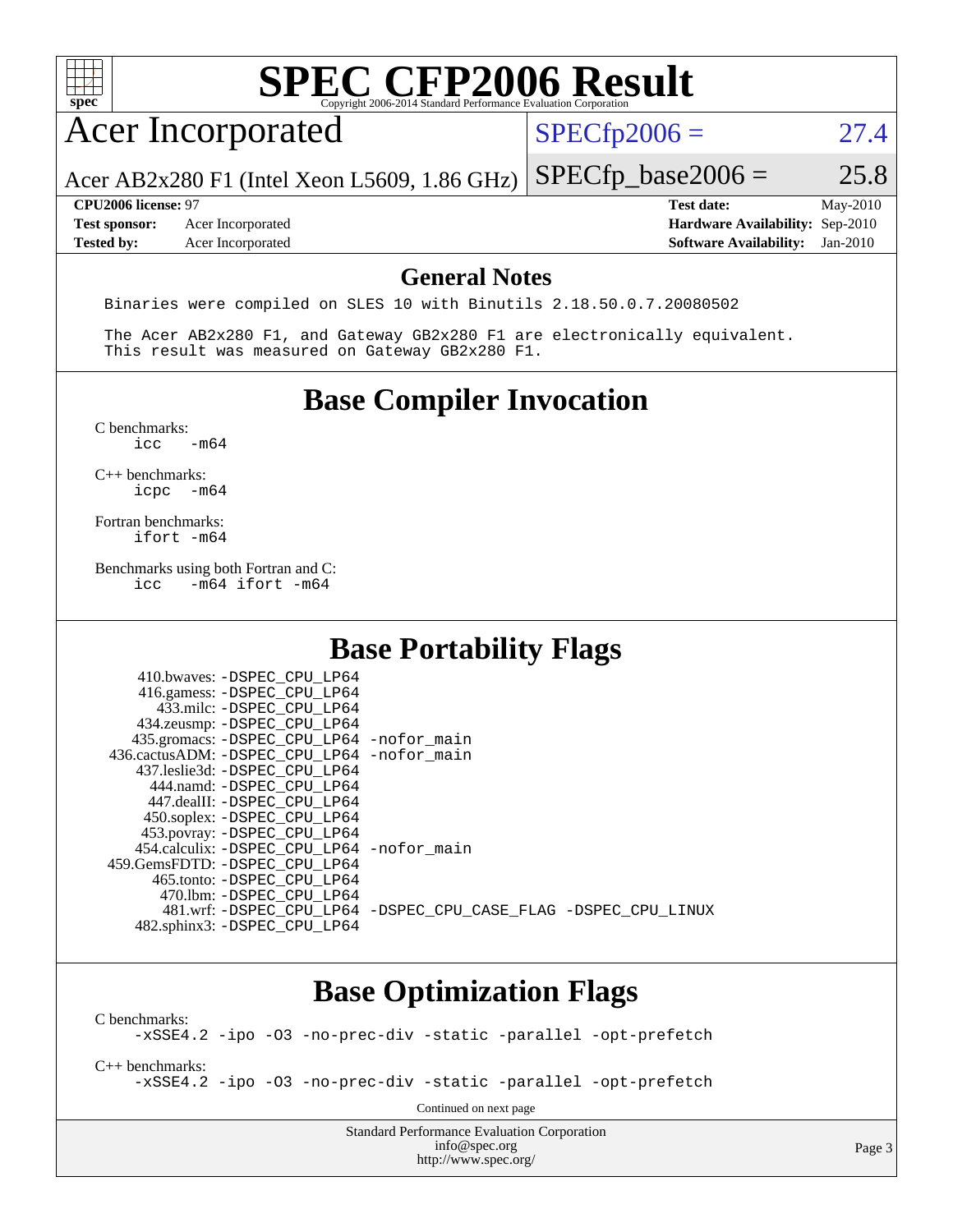# SPEC CFP2006 Result

Copyright 2006-2014 Standard Performance Evaluation Corporation

## Acer Incorporated

Acer AB2x280 F1 (Intel Xeon L5609, 1.86 GHz)

SPECfp2006 = 27.4

SPECfp_base2006 = 25.8

| | | | |
|---|---|---|---|
| **CPU2006 license:** 97 | | **Test date:** | May-2010 |
| **Test sponsor:** | Acer Incorporated | **Hardware Availability:** | Sep-2010 |
| **Tested by:** | Acer Incorporated | **Software Availability:** | Jan-2010 |

## General Notes

```
Binaries were compiled on SLES 10 with Binutils 2.18.50.0.7.20080502

The Acer AB2x280 F1, and Gateway GB2x280 F1 are electronically equivalent.
This result was measured on Gateway GB2x280 F1.
```

## Base Compiler Invocation

C benchmarks:
```
icc   -m64
```

C++ benchmarks:
```
icpc  -m64
```

Fortran benchmarks:
```
ifort -m64
```

Benchmarks using both Fortran and C:
```
icc   -m64 ifort -m64
```

## Base Portability Flags

```
     410.bwaves: -DSPEC_CPU_LP64
     416.gamess: -DSPEC_CPU_LP64
       433.milc: -DSPEC_CPU_LP64
     434.zeusmp: -DSPEC_CPU_LP64
    435.gromacs: -DSPEC_CPU_LP64 -nofor_main
 436.cactusADM: -DSPEC_CPU_LP64 -nofor_main
    437.leslie3d: -DSPEC_CPU_LP64
       444.namd: -DSPEC_CPU_LP64
     447.dealII: -DSPEC_CPU_LP64
     450.soplex: -DSPEC_CPU_LP64
     453.povray: -DSPEC_CPU_LP64
   454.calculix: -DSPEC_CPU_LP64 -nofor_main
  459.GemsFDTD: -DSPEC_CPU_LP64
      465.tonto: -DSPEC_CPU_LP64
        470.lbm: -DSPEC_CPU_LP64
        481.wrf: -DSPEC_CPU_LP64 -DSPEC_CPU_CASE_FLAG -DSPEC_CPU_LINUX
    482.sphinx3: -DSPEC_CPU_LP64
```

## Base Optimization Flags

C benchmarks:
```
-xSSE4.2 -ipo -O3 -no-prec-div -static -parallel -opt-prefetch
```

C++ benchmarks:
```
-xSSE4.2 -ipo -O3 -no-prec-div -static -parallel -opt-prefetch
```

Continued on next page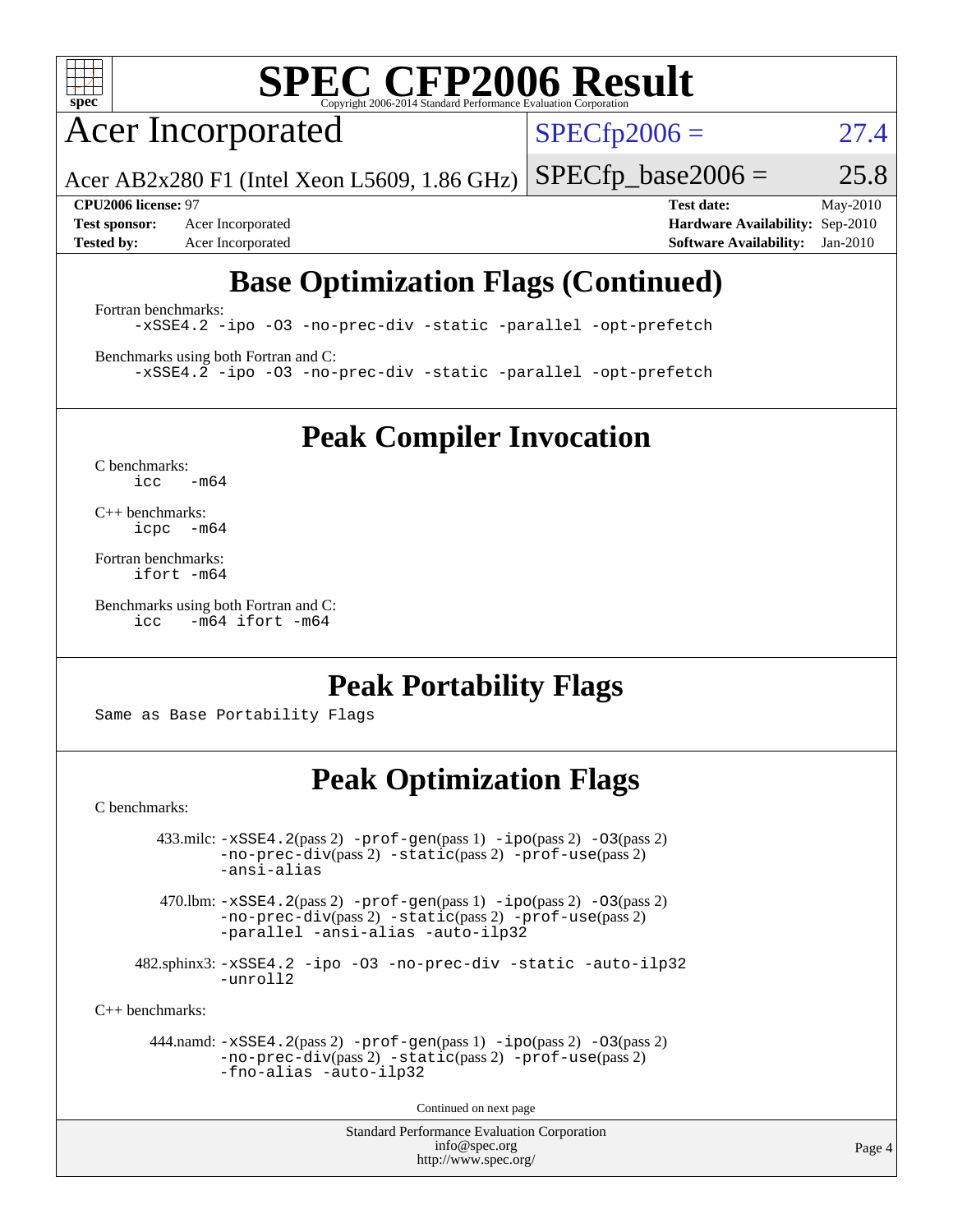# SPEC CFP2006 Result

Copyright 2006-2014 Standard Performance Evaluation Corporation

## Acer Incorporated

Acer AB2x280 F1 (Intel Xeon L5609, 1.86 GHz)

SPECfp2006 = 27.4

SPECfp_base2006 = 25.8

| | | | |
|---|---|---|---|
| **CPU2006 license:** 97 | | **Test date:** | May-2010 |
| **Test sponsor:** | Acer Incorporated | **Hardware Availability:** | Sep-2010 |
| **Tested by:** | Acer Incorporated | **Software Availability:** | Jan-2010 |

## Base Optimization Flags (Continued)

Fortran benchmarks:

```
-xSSE4.2 -ipo -O3 -no-prec-div -static -parallel -opt-prefetch
```

Benchmarks using both Fortran and C:

```
-xSSE4.2 -ipo -O3 -no-prec-div -static -parallel -opt-prefetch
```

## Peak Compiler Invocation

C benchmarks:

```
icc   -m64
```

C++ benchmarks:

```
icpc  -m64
```

Fortran benchmarks:

```
ifort -m64
```

Benchmarks using both Fortran and C:

```
icc   -m64 ifort -m64
```

## Peak Portability Flags

Same as Base Portability Flags

## Peak Optimization Flags

C benchmarks:

433.milc: `-xSSE4.2`(pass 2) `-prof-gen`(pass 1) `-ipo`(pass 2) `-O3`(pass 2) `-no-prec-div`(pass 2) `-static`(pass 2) `-prof-use`(pass 2) `-ansi-alias`

470.lbm: `-xSSE4.2`(pass 2) `-prof-gen`(pass 1) `-ipo`(pass 2) `-O3`(pass 2) `-no-prec-div`(pass 2) `-static`(pass 2) `-prof-use`(pass 2) `-parallel -ansi-alias -auto-ilp32`

482.sphinx3: `-xSSE4.2 -ipo -O3 -no-prec-div -static -auto-ilp32 -unroll2`

C++ benchmarks:

444.namd: `-xSSE4.2`(pass 2) `-prof-gen`(pass 1) `-ipo`(pass 2) `-O3`(pass 2) `-no-prec-div`(pass 2) `-static`(pass 2) `-prof-use`(pass 2) `-fno-alias -auto-ilp32`

Continued on next page

Standard Performance Evaluation Corporation
info@spec.org
http://www.spec.org/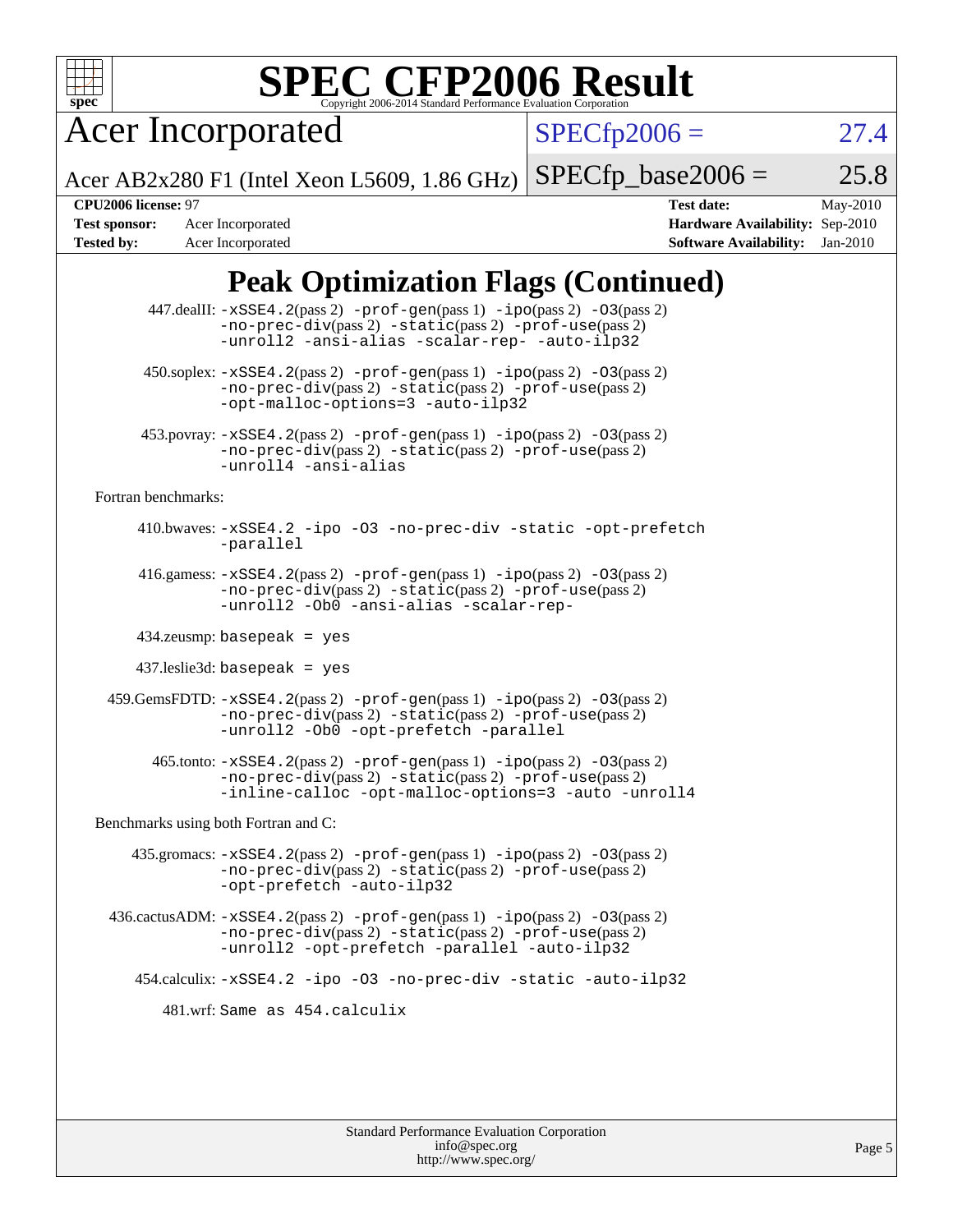# SPEC CFP2006 Result

Copyright 2006-2014 Standard Performance Evaluation Corporation

## Acer Incorporated

Acer AB2x280 F1 (Intel Xeon L5609, 1.86 GHz)

SPECfp2006 = 27.4

SPECfp_base2006 = 25.8

**CPU2006 license:** 97
**Test sponsor:** Acer Incorporated
**Tested by:** Acer Incorporated

**Test date:** May-2010
**Hardware Availability:** Sep-2010
**Software Availability:** Jan-2010

## Peak Optimization Flags (Continued)

447.dealII: -xSSE4.2(pass 2) -prof-gen(pass 1) -ipo(pass 2) -O3(pass 2) -no-prec-div(pass 2) -static(pass 2) -prof-use(pass 2) -unroll2 -ansi-alias -scalar-rep- -auto-ilp32

450.soplex: -xSSE4.2(pass 2) -prof-gen(pass 1) -ipo(pass 2) -O3(pass 2) -no-prec-div(pass 2) -static(pass 2) -prof-use(pass 2) -opt-malloc-options=3 -auto-ilp32

453.povray: -xSSE4.2(pass 2) -prof-gen(pass 1) -ipo(pass 2) -O3(pass 2) -no-prec-div(pass 2) -static(pass 2) -prof-use(pass 2) -unroll4 -ansi-alias

Fortran benchmarks:

410.bwaves: -xSSE4.2 -ipo -O3 -no-prec-div -static -opt-prefetch -parallel

416.gamess: -xSSE4.2(pass 2) -prof-gen(pass 1) -ipo(pass 2) -O3(pass 2) -no-prec-div(pass 2) -static(pass 2) -prof-use(pass 2) -unroll2 -Ob0 -ansi-alias -scalar-rep-

434.zeusmp: basepeak = yes

437.leslie3d: basepeak = yes

459.GemsFDTD: -xSSE4.2(pass 2) -prof-gen(pass 1) -ipo(pass 2) -O3(pass 2) -no-prec-div(pass 2) -static(pass 2) -prof-use(pass 2) -unroll2 -Ob0 -opt-prefetch -parallel

465.tonto: -xSSE4.2(pass 2) -prof-gen(pass 1) -ipo(pass 2) -O3(pass 2) -no-prec-div(pass 2) -static(pass 2) -prof-use(pass 2) -inline-calloc -opt-malloc-options=3 -auto -unroll4

Benchmarks using both Fortran and C:

435.gromacs: -xSSE4.2(pass 2) -prof-gen(pass 1) -ipo(pass 2) -O3(pass 2) -no-prec-div(pass 2) -static(pass 2) -prof-use(pass 2) -opt-prefetch -auto-ilp32

436.cactusADM: -xSSE4.2(pass 2) -prof-gen(pass 1) -ipo(pass 2) -O3(pass 2) -no-prec-div(pass 2) -static(pass 2) -prof-use(pass 2) -unroll2 -opt-prefetch -parallel -auto-ilp32

454.calculix: -xSSE4.2 -ipo -O3 -no-prec-div -static -auto-ilp32

481.wrf: Same as 454.calculix

Standard Performance Evaluation Corporation
info@spec.org
http://www.spec.org/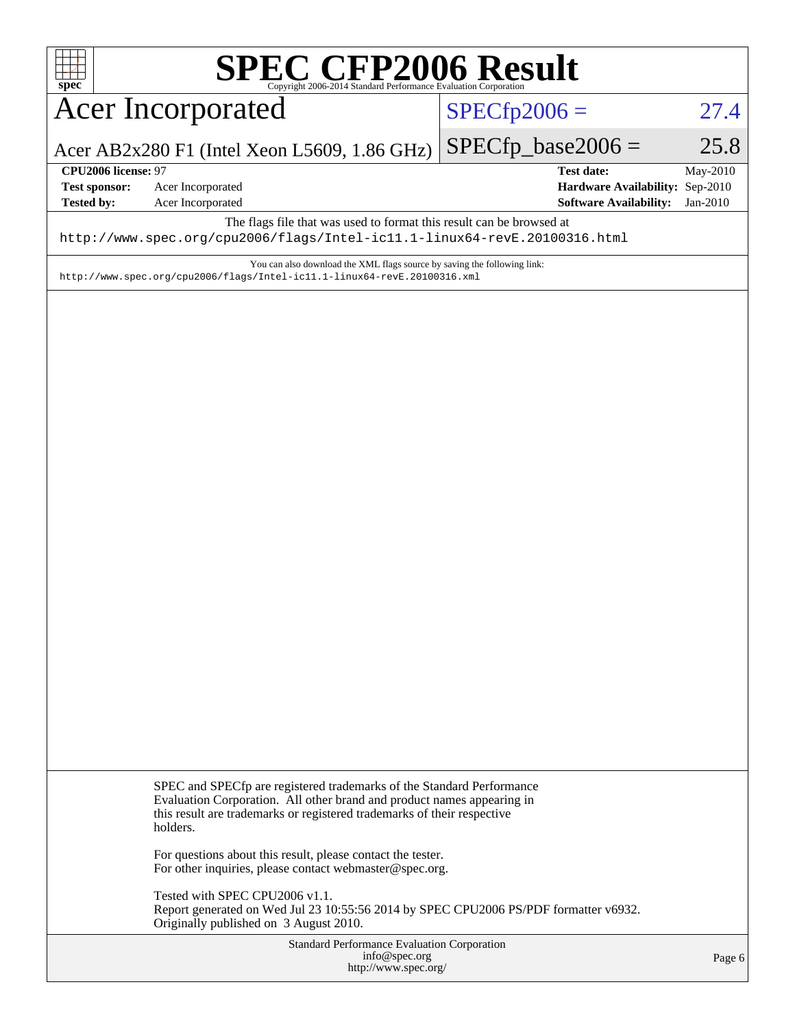# SPEC CFP2006 Result

Copyright 2006-2014 Standard Performance Evaluation Corporation

## Acer Incorporated

Acer AB2x280 F1 (Intel Xeon L5609, 1.86 GHz)

SPECfp2006 = 27.4

SPECfp_base2006 = 25.8

| | | | |
|---|---|---|---|
| **CPU2006 license:** 97 | | **Test date:** | May-2010 |
| **Test sponsor:** | Acer Incorporated | **Hardware Availability:** | Sep-2010 |
| **Tested by:** | Acer Incorporated | **Software Availability:** | Jan-2010 |

The flags file that was used to format this result can be browsed at
http://www.spec.org/cpu2006/flags/Intel-ic11.1-linux64-revE.20100316.html

You can also download the XML flags source by saving the following link:
http://www.spec.org/cpu2006/flags/Intel-ic11.1-linux64-revE.20100316.xml

SPEC and SPECfp are registered trademarks of the Standard Performance Evaluation Corporation. All other brand and product names appearing in this result are trademarks or registered trademarks of their respective holders.

For questions about this result, please contact the tester.
For other inquiries, please contact webmaster@spec.org.

Tested with SPEC CPU2006 v1.1.
Report generated on Wed Jul 23 10:55:56 2014 by SPEC CPU2006 PS/PDF formatter v6932.
Originally published on 3 August 2010.

Standard Performance Evaluation Corporation
info@spec.org
http://www.spec.org/